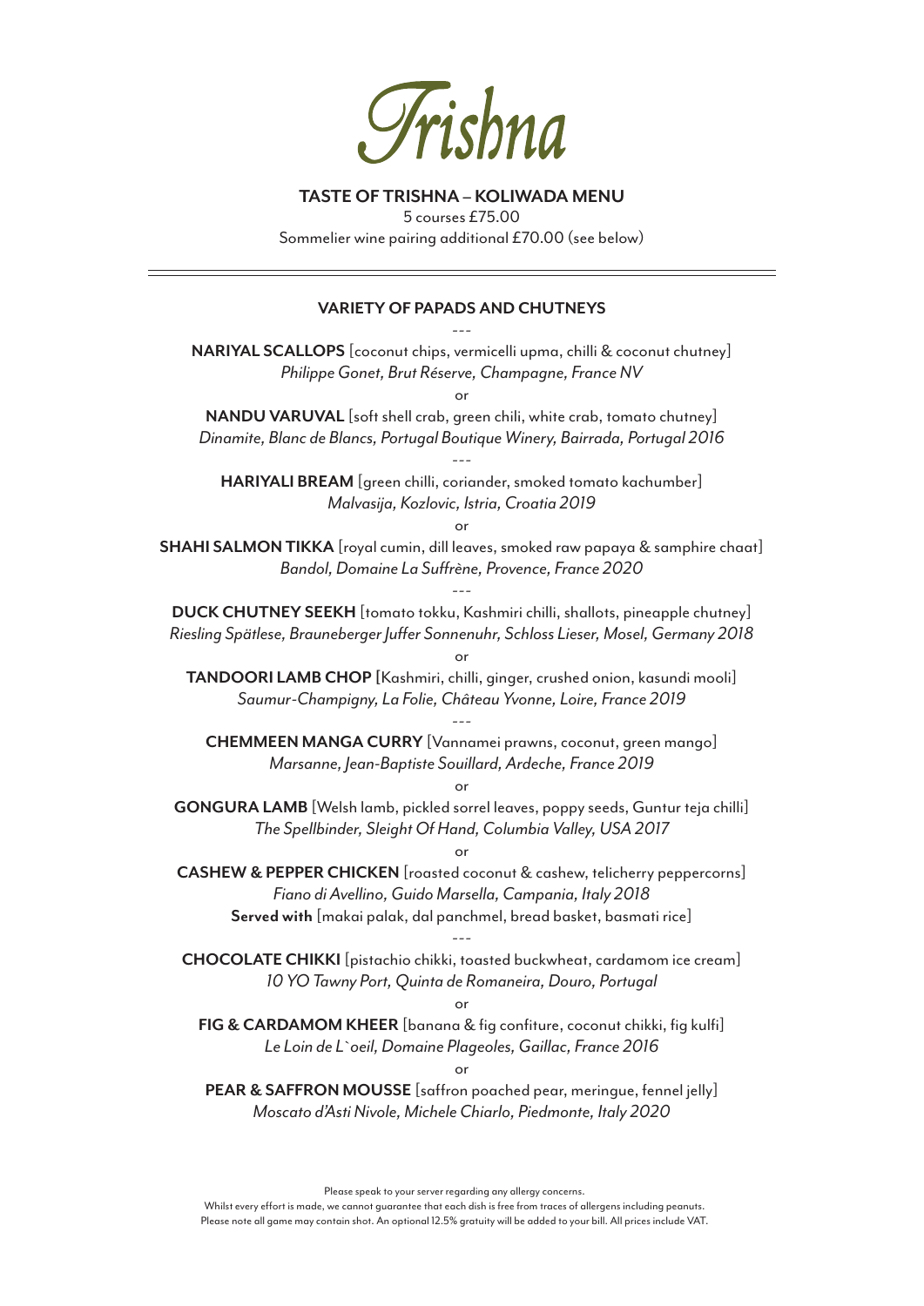# Trishna

## TASTE OF TRISHNA – KOLIWADA MENU

5 courses £75.00

Sommelier wine pairing additional £70.00 (see below)

---

### VARIETY OF PAPADS AND CHUTNEYS

---

**NARIYAL SCALLOPS** [coconut chips, vermicelli upma, chilli & coconut chutney]
*Philippe Gonet, Brut Réserve, Champagne, France NV*

or

**NANDU VARUVAL** [soft shell crab, green chili, white crab, tomato chutney]
*Dinamite, Blanc de Blancs, Portugal Boutique Winery, Bairrada, Portugal 2016*

---

**HARIYALI BREAM** [green chilli, coriander, smoked tomato kachumber]
*Malvasija, Kozlovic, Istria, Croatia 2019*

or

**SHAHI SALMON TIKKA** [royal cumin, dill leaves, smoked raw papaya & samphire chaat]
*Bandol, Domaine La Suffrène, Provence, France 2020*

---

**DUCK CHUTNEY SEEKH** [tomato tokku, Kashmiri chilli, shallots, pineapple chutney]
*Riesling Spätlese, Brauneberger Juffer Sonnenuhr, Schloss Lieser, Mosel, Germany 2018*

or

**TANDOORI LAMB CHOP** [Kashmiri, chilli, ginger, crushed onion, kasundi mooli]
*Saumur-Champigny, La Folie, Château Yvonne, Loire, France 2019*

---

**CHEMMEEN MANGA CURRY** [Vannamei prawns, coconut, green mango]
*Marsanne, Jean-Baptiste Souillard, Ardeche, France 2019*

or

**GONGURA LAMB** [Welsh lamb, pickled sorrel leaves, poppy seeds, Guntur teja chilli]
*The Spellbinder, Sleight Of Hand, Columbia Valley, USA 2017*

or

**CASHEW & PEPPER CHICKEN** [roasted coconut & cashew, telicherry peppercorns]
*Fiano di Avellino, Guido Marsella, Campania, Italy 2018*

**Served with** [makai palak, dal panchmel, bread basket, basmati rice]

---

**CHOCOLATE CHIKKI** [pistachio chikki, toasted buckwheat, cardamom ice cream]
*10 YO Tawny Port, Quinta de Romaneira, Douro, Portugal*

or

**FIG & CARDAMOM KHEER** [banana & fig confiture, coconut chikki, fig kulfi]
*Le Loin de L`oeil, Domaine Plageoles, Gaillac, France 2016*

or

**PEAR & SAFFRON MOUSSE** [saffron poached pear, meringue, fennel jelly]
*Moscato d'Asti Nivole, Michele Chiarlo, Piedmonte, Italy 2020*

Please speak to your server regarding any allergy concerns.
Whilst every effort is made, we cannot guarantee that each dish is free from traces of allergens including peanuts.
Please note all game may contain shot. An optional 12.5% gratuity will be added to your bill. All prices include VAT.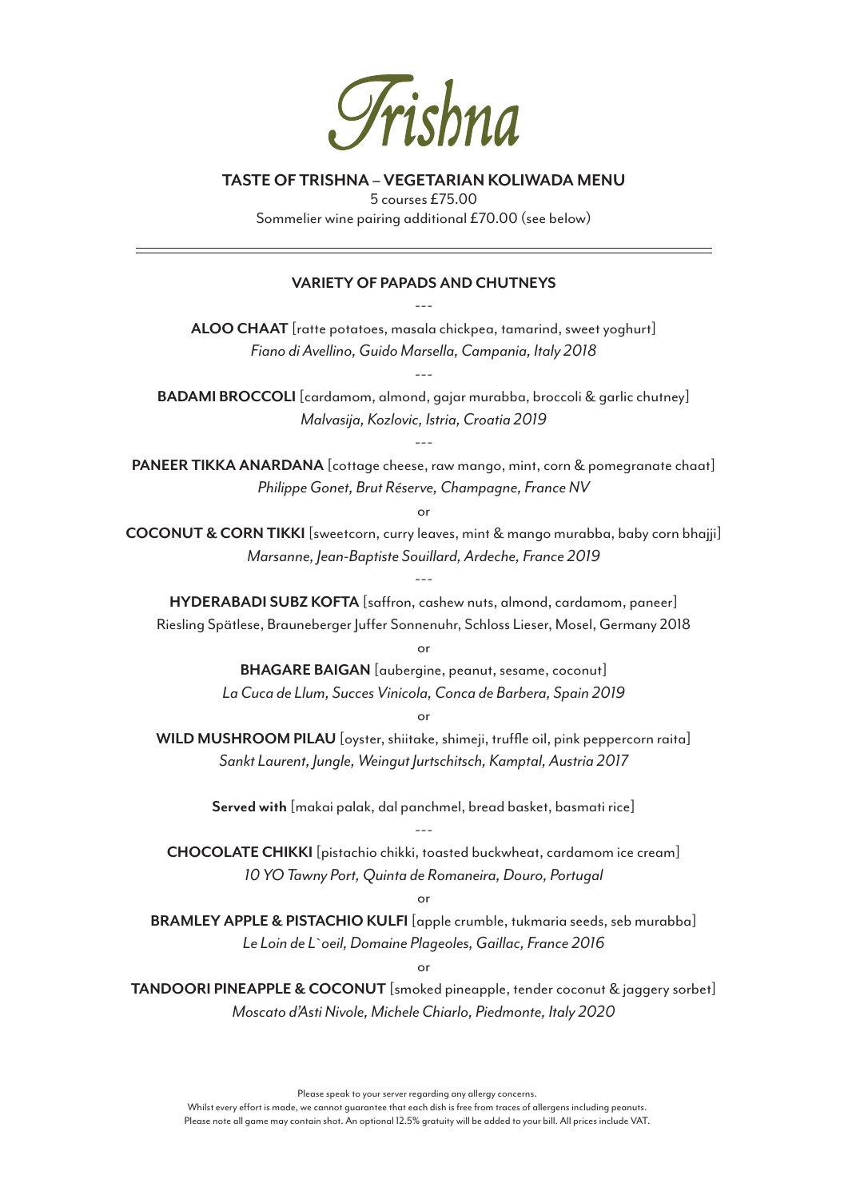# *Trishna*

## TASTE OF TRISHNA – VEGETARIAN KOLIWADA MENU

5 courses £75.00

Sommelier wine pairing additional £70.00 (see below)

---

**VARIETY OF PAPADS AND CHUTNEYS**

---

**ALOO CHAAT** [ratte potatoes, masala chickpea, tamarind, sweet yoghurt]

*Fiano di Avellino, Guido Marsella, Campania, Italy 2018*

---

**BADAMI BROCCOLI** [cardamom, almond, gajar murabba, broccoli & garlic chutney]

*Malvasija, Kozlovic, Istria, Croatia 2019*

---

**PANEER TIKKA ANARDANA** [cottage cheese, raw mango, mint, corn & pomegranate chaat]

*Philippe Gonet, Brut Réserve, Champagne, France NV*

or

**COCONUT & CORN TIKKI** [sweetcorn, curry leaves, mint & mango murabba, baby corn bhajji]

*Marsanne, Jean-Baptiste Souillard, Ardeche, France 2019*

---

**HYDERABADI SUBZ KOFTA** [saffron, cashew nuts, almond, cardamom, paneer]

Riesling Spätlese, Brauneberger Juffer Sonnenuhr, Schloss Lieser, Mosel, Germany 2018

or

**BHAGARE BAIGAN** [aubergine, peanut, sesame, coconut]

*La Cuca de Llum, Succes Vinicola, Conca de Barbera, Spain 2019*

or

**WILD MUSHROOM PILAU** [oyster, shiitake, shimeji, truffle oil, pink peppercorn raita]

*Sankt Laurent, Jungle, Weingut Jurtschitsch, Kamptal, Austria 2017*

**Served with** [makai palak, dal panchmel, bread basket, basmati rice]

---

**CHOCOLATE CHIKKI** [pistachio chikki, toasted buckwheat, cardamom ice cream]

*10 YO Tawny Port, Quinta de Romaneira, Douro, Portugal*

or

**BRAMLEY APPLE & PISTACHIO KULFI** [apple crumble, tukmaria seeds, seb murabba]

*Le Loin de L`oeil, Domaine Plageoles, Gaillac, France 2016*

or

**TANDOORI PINEAPPLE & COCONUT** [smoked pineapple, tender coconut & jaggery sorbet]

*Moscato d'Asti Nivole, Michele Chiarlo, Piedmonte, Italy 2020*

Please speak to your server regarding any allergy concerns.
Whilst every effort is made, we cannot guarantee that each dish is free from traces of allergens including peanuts.
Please note all game may contain shot. An optional 12.5% gratuity will be added to your bill. All prices include VAT.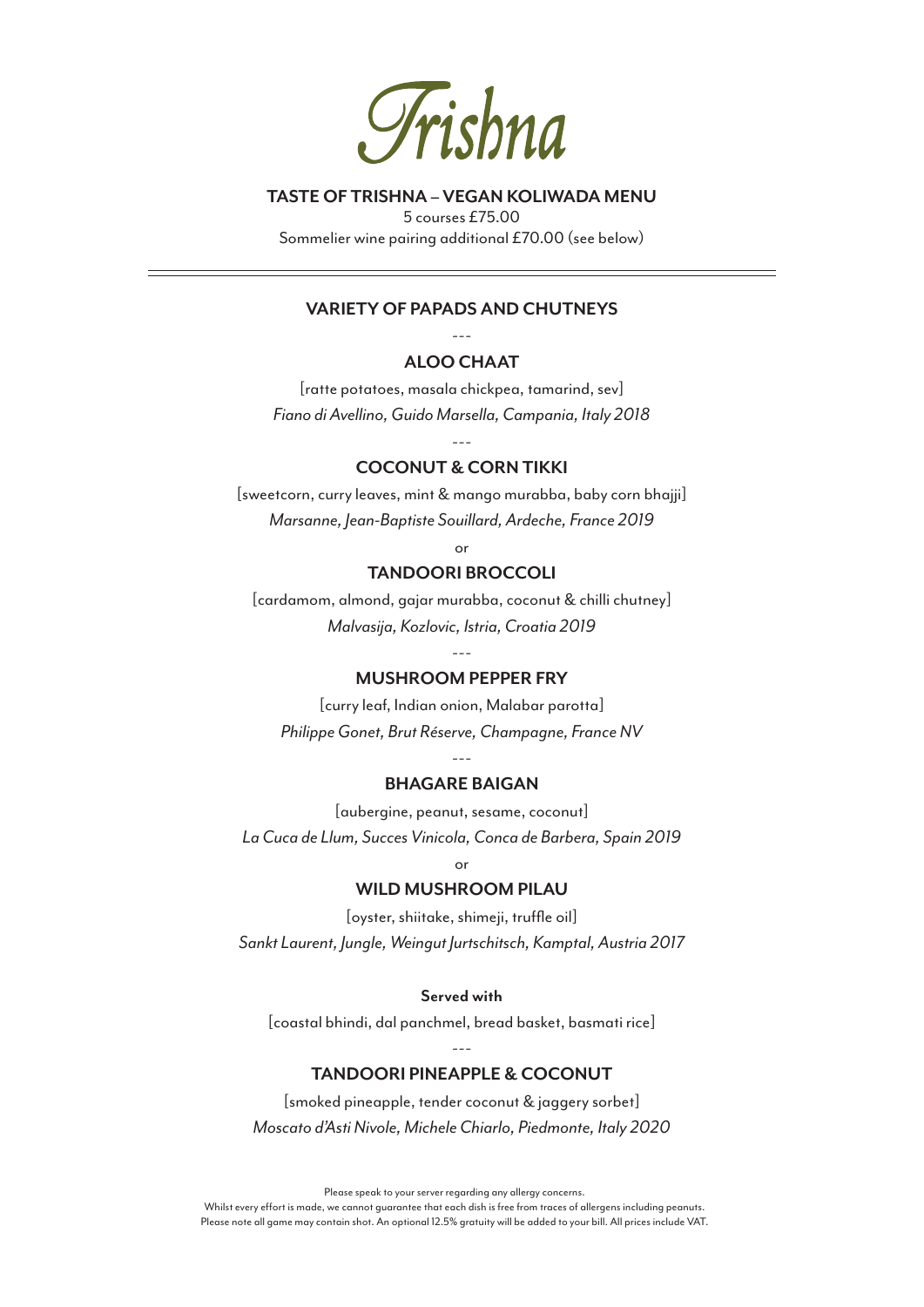# Trishna

## TASTE OF TRISHNA – VEGAN KOLIWADA MENU

5 courses £75.00

Sommelier wine pairing additional £70.00 (see below)

---

### VARIETY OF PAPADS AND CHUTNEYS

---

### ALOO CHAAT

[ratte potatoes, masala chickpea, tamarind, sev]

*Fiano di Avellino, Guido Marsella, Campania, Italy 2018*

---

### COCONUT & CORN TIKKI

[sweetcorn, curry leaves, mint & mango murabba, baby corn bhajji]

*Marsanne, Jean-Baptiste Souillard, Ardeche, France 2019*

or

### TANDOORI BROCCOLI

[cardamom, almond, gajar murabba, coconut & chilli chutney]

*Malvasija, Kozlovic, Istria, Croatia 2019*

---

### MUSHROOM PEPPER FRY

[curry leaf, Indian onion, Malabar parotta]

*Philippe Gonet, Brut Réserve, Champagne, France NV*

---

### BHAGARE BAIGAN

[aubergine, peanut, sesame, coconut]

*La Cuca de Llum, Succes Vinicola, Conca de Barbera, Spain 2019*

or

### WILD MUSHROOM PILAU

[oyster, shiitake, shimeji, truffle oil]

*Sankt Laurent, Jungle, Weingut Jurtschitsch, Kamptal, Austria 2017*

**Served with**

[coastal bhindi, dal panchmel, bread basket, basmati rice]

---

### TANDOORI PINEAPPLE & COCONUT

[smoked pineapple, tender coconut & jaggery sorbet]

*Moscato d'Asti Nivole, Michele Chiarlo, Piedmonte, Italy 2020*

Please speak to your server regarding any allergy concerns.
Whilst every effort is made, we cannot guarantee that each dish is free from traces of allergens including peanuts.
Please note all game may contain shot. An optional 12.5% gratuity will be added to your bill. All prices include VAT.